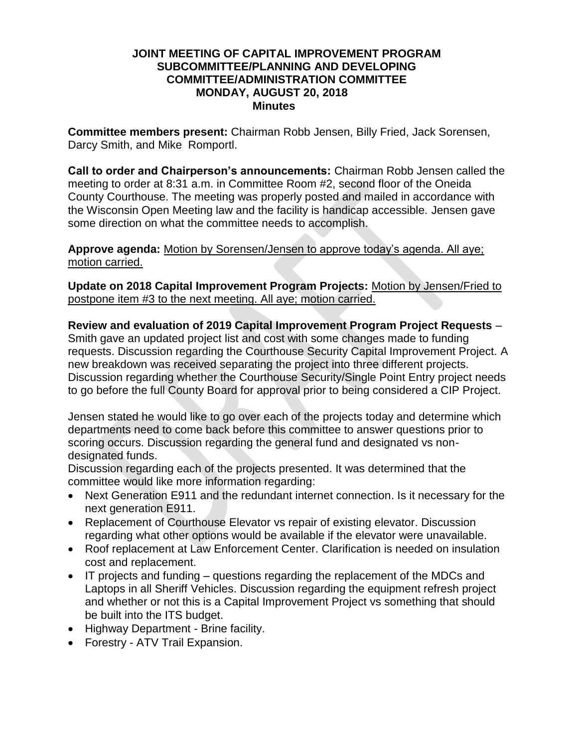**JOINT MEETING OF CAPITAL IMPROVEMENT PROGRAM SUBCOMMITTEE/PLANNING AND DEVELOPING COMMITTEE/ADMINISTRATION COMMITTEE MONDAY, AUGUST 20, 2018 Minutes**

**Committee members present:** Chairman Robb Jensen, Billy Fried, Jack Sorensen, Darcy Smith, and Mike Romportl.

**Call to order and Chairperson's announcements:** Chairman Robb Jensen called the meeting to order at 8:31 a.m. in Committee Room #2, second floor of the Oneida County Courthouse. The meeting was properly posted and mailed in accordance with the Wisconsin Open Meeting law and the facility is handicap accessible. Jensen gave some direction on what the committee needs to accomplish.

**Approve agenda:** Motion by Sorensen/Jensen to approve today's agenda. All aye; motion carried.

**Update on 2018 Capital Improvement Program Projects:** Motion by Jensen/Fried to postpone item #3 to the next meeting. All aye; motion carried.

**Review and evaluation of 2019 Capital Improvement Program Project Requests** – Smith gave an updated project list and cost with some changes made to funding requests. Discussion regarding the Courthouse Security Capital Improvement Project. A new breakdown was received separating the project into three different projects. Discussion regarding whether the Courthouse Security/Single Point Entry project needs to go before the full County Board for approval prior to being considered a CIP Project.

Jensen stated he would like to go over each of the projects today and determine which departments need to come back before this committee to answer questions prior to scoring occurs. Discussion regarding the general fund and designated vs non-designated funds.

Discussion regarding each of the projects presented. It was determined that the committee would like more information regarding:

- Next Generation E911 and the redundant internet connection. Is it necessary for the next generation E911.
- Replacement of Courthouse Elevator vs repair of existing elevator. Discussion regarding what other options would be available if the elevator were unavailable.
- Roof replacement at Law Enforcement Center. Clarification is needed on insulation cost and replacement.
- IT projects and funding – questions regarding the replacement of the MDCs and Laptops in all Sheriff Vehicles. Discussion regarding the equipment refresh project and whether or not this is a Capital Improvement Project vs something that should be built into the ITS budget.
- Highway Department - Brine facility.
- Forestry - ATV Trail Expansion.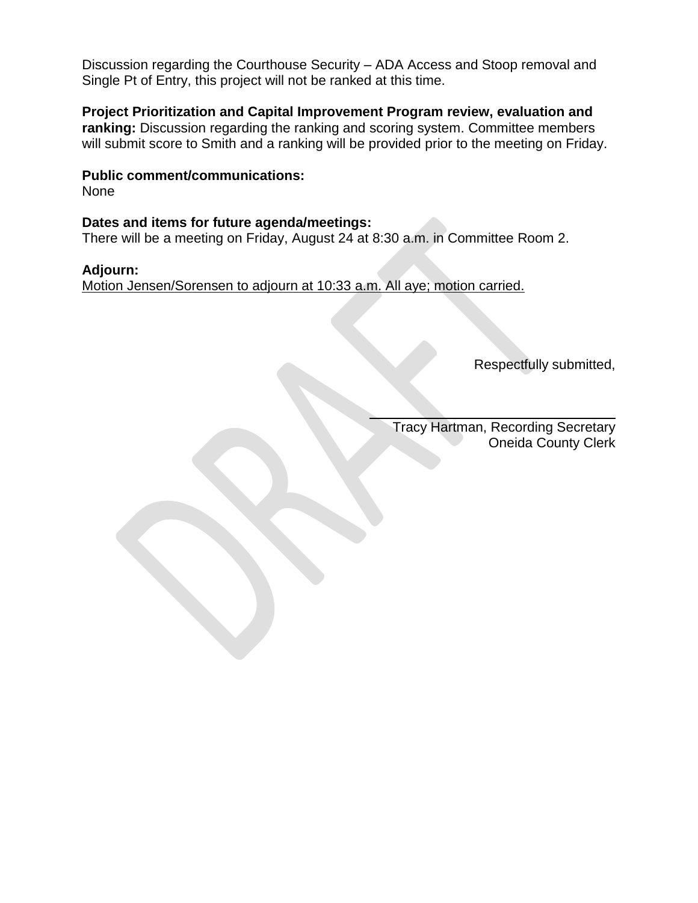Discussion regarding the Courthouse Security – ADA Access and Stoop removal and Single Pt of Entry, this project will not be ranked at this time.

**Project Prioritization and Capital Improvement Program review, evaluation and ranking:** Discussion regarding the ranking and scoring system. Committee members will submit score to Smith and a ranking will be provided prior to the meeting on Friday.

**Public comment/communications:**
None

**Dates and items for future agenda/meetings:**
There will be a meeting on Friday, August 24 at 8:30 a.m. in Committee Room 2.

**Adjourn:**
<u>Motion Jensen/Sorensen to adjourn at 10:33 a.m. All aye; motion carried.</u>

Respectfully submitted,

\_\_\_\_\_\_\_\_\_\_\_\_\_\_\_\_\_\_\_\_\_\_\_\_\_\_\_\_\_\_\_\_
Tracy Hartman, Recording Secretary
Oneida County Clerk